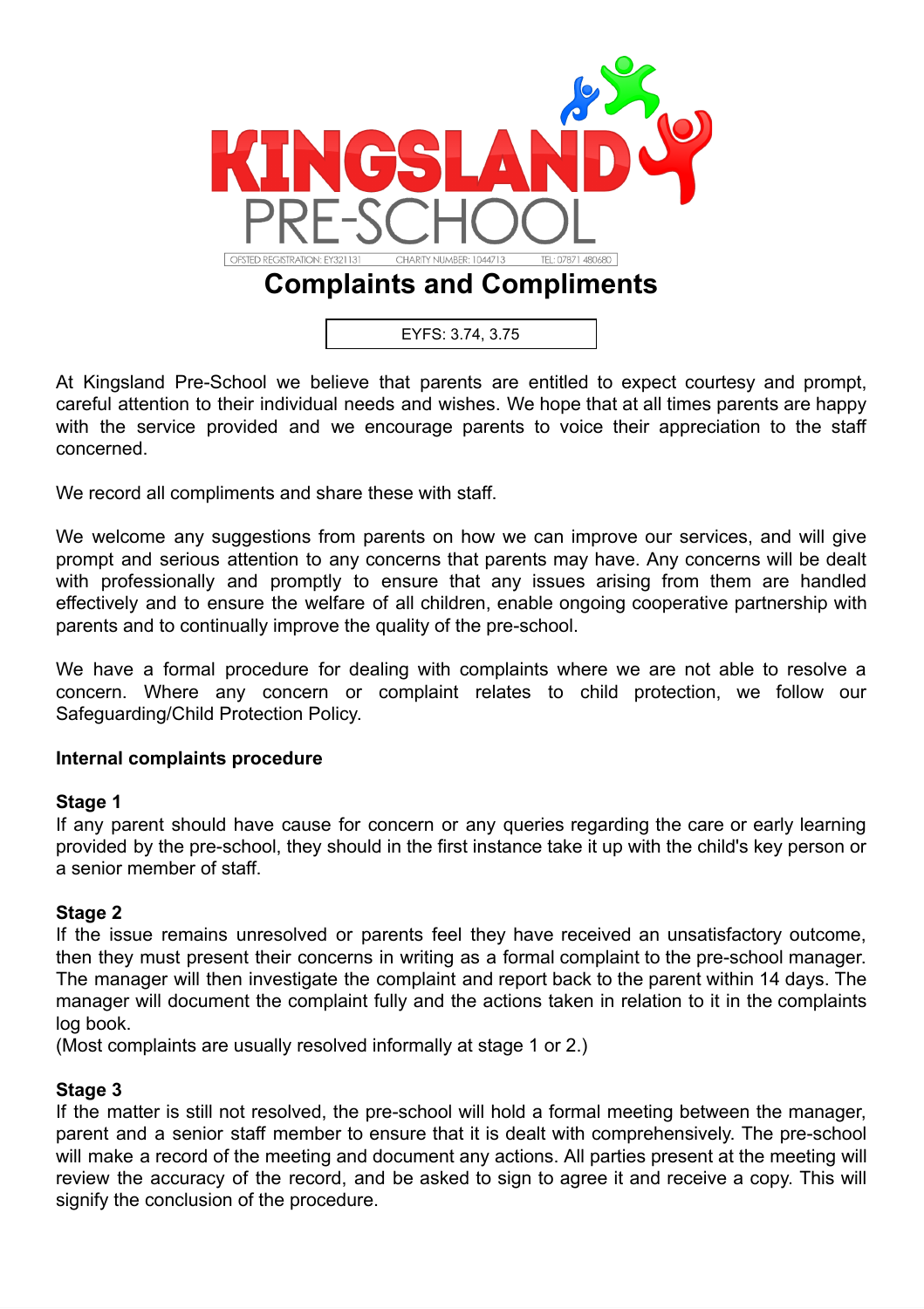KINGSLAND PRE-SCHOOL

OFSTED REGISTRATION: EY321131 CHARITY NUMBER: 1044713 TEL: 07871 480680

# Complaints and Compliments

EYFS: 3.74, 3.75

At Kingsland Pre-School we believe that parents are entitled to expect courtesy and prompt, careful attention to their individual needs and wishes. We hope that at all times parents are happy with the service provided and we encourage parents to voice their appreciation to the staff concerned.

We record all compliments and share these with staff.

We welcome any suggestions from parents on how we can improve our services, and will give prompt and serious attention to any concerns that parents may have. Any concerns will be dealt with professionally and promptly to ensure that any issues arising from them are handled effectively and to ensure the welfare of all children, enable ongoing cooperative partnership with parents and to continually improve the quality of the pre-school.

We have a formal procedure for dealing with complaints where we are not able to resolve a concern. Where any concern or complaint relates to child protection, we follow our Safeguarding/Child Protection Policy.

**Internal complaints procedure**

**Stage 1**

If any parent should have cause for concern or any queries regarding the care or early learning provided by the pre-school, they should in the first instance take it up with the child's key person or a senior member of staff.

**Stage 2**

If the issue remains unresolved or parents feel they have received an unsatisfactory outcome, then they must present their concerns in writing as a formal complaint to the pre-school manager. The manager will then investigate the complaint and report back to the parent within 14 days. The manager will document the complaint fully and the actions taken in relation to it in the complaints log book.

(Most complaints are usually resolved informally at stage 1 or 2.)

**Stage 3**

If the matter is still not resolved, the pre-school will hold a formal meeting between the manager, parent and a senior staff member to ensure that it is dealt with comprehensively. The pre-school will make a record of the meeting and document any actions. All parties present at the meeting will review the accuracy of the record, and be asked to sign to agree it and receive a copy. This will signify the conclusion of the procedure.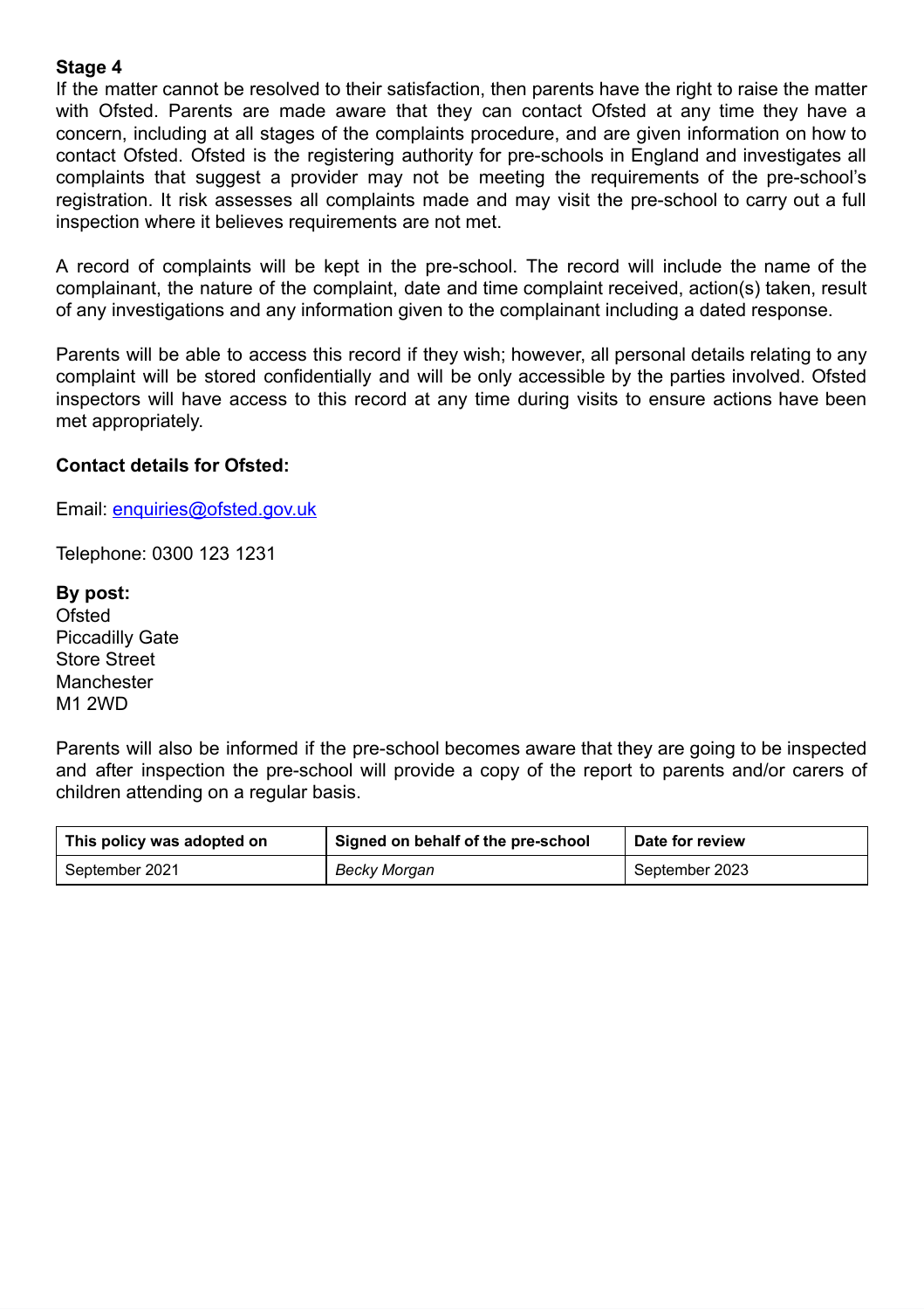**Stage 4**

If the matter cannot be resolved to their satisfaction, then parents have the right to raise the matter with Ofsted. Parents are made aware that they can contact Ofsted at any time they have a concern, including at all stages of the complaints procedure, and are given information on how to contact Ofsted. Ofsted is the registering authority for pre-schools in England and investigates all complaints that suggest a provider may not be meeting the requirements of the pre-school's registration. It risk assesses all complaints made and may visit the pre-school to carry out a full inspection where it believes requirements are not met.

A record of complaints will be kept in the pre-school. The record will include the name of the complainant, the nature of the complaint, date and time complaint received, action(s) taken, result of any investigations and any information given to the complainant including a dated response.

Parents will be able to access this record if they wish; however, all personal details relating to any complaint will be stored confidentially and will be only accessible by the parties involved. Ofsted inspectors will have access to this record at any time during visits to ensure actions have been met appropriately.

**Contact details for Ofsted:**

Email: enquiries@ofsted.gov.uk

Telephone: 0300 123 1231

**By post:**
Ofsted
Piccadilly Gate
Store Street
Manchester
M1 2WD

Parents will also be informed if the pre-school becomes aware that they are going to be inspected and after inspection the pre-school will provide a copy of the report to parents and/or carers of children attending on a regular basis.

| This policy was adopted on | Signed on behalf of the pre-school | Date for review |
|---|---|---|
| September 2021 | *Becky Morgan* | September 2023 |